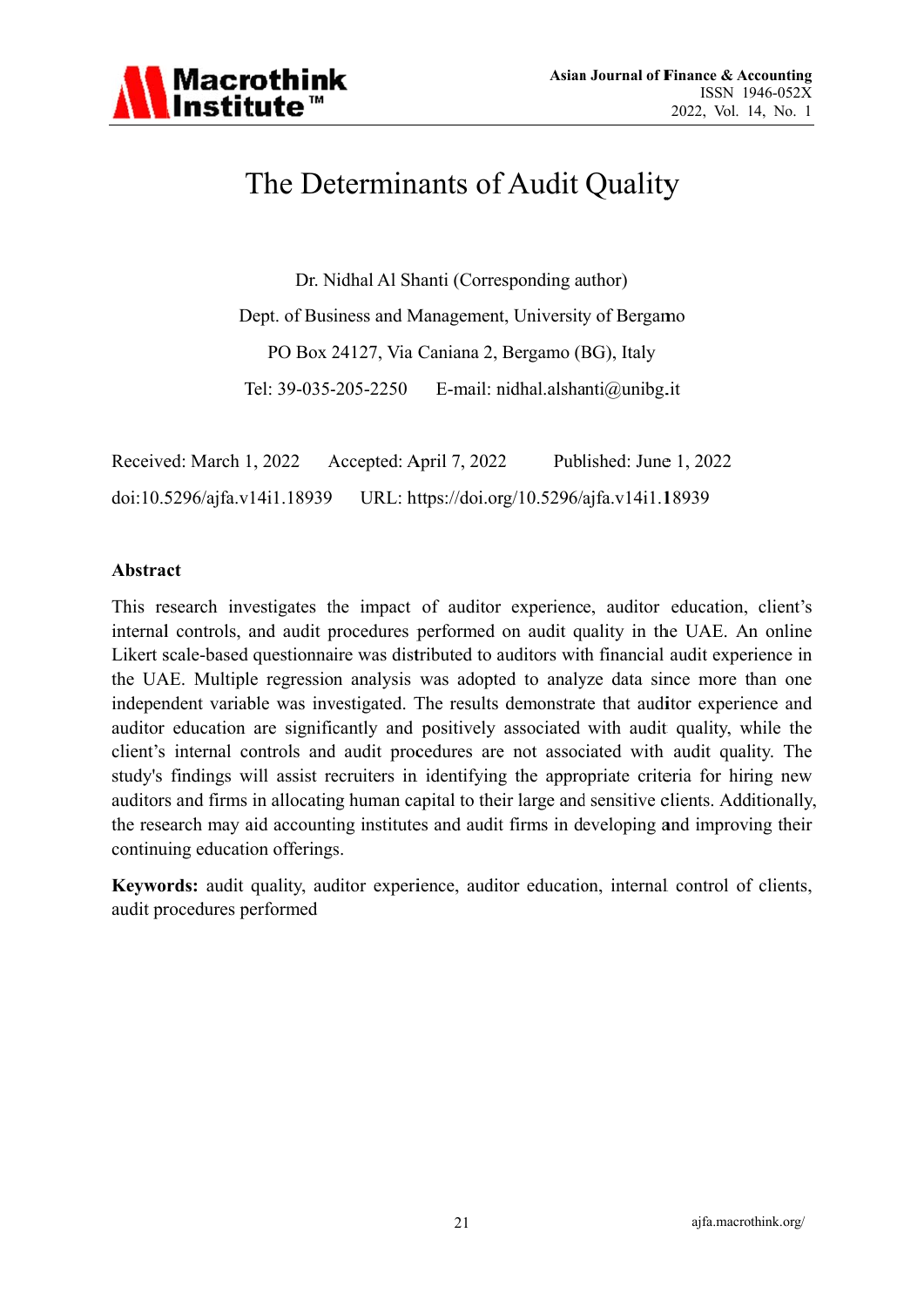# The Determinants of Audit Quality

Dr. Nidhal Al Shanti (Corresponding author)

Dept. of Business and Management, University of Bergamo

PO Box 24127, Via Caniana 2, Bergamo (BG), Italy

Tel: 39-035-205-2250     E-mail: nidhal.alshanti@unibg.it

Received: March 1, 2022     Accepted: April 7, 2022     Published: June 1, 2022

doi:10.5296/ajfa.v14i1.18939     URL: https://doi.org/10.5296/ajfa.v14i1.18939

## Abstract

This research investigates the impact of auditor experience, auditor education, client's internal controls, and audit procedures performed on audit quality in the UAE. An online Likert scale-based questionnaire was distributed to auditors with financial audit experience in the UAE. Multiple regression analysis was adopted to analyze data since more than one independent variable was investigated. The results demonstrate that auditor experience and auditor education are significantly and positively associated with audit quality, while the client's internal controls and audit procedures are not associated with audit quality. The study's findings will assist recruiters in identifying the appropriate criteria for hiring new auditors and firms in allocating human capital to their large and sensitive clients. Additionally, the research may aid accounting institutes and audit firms in developing and improving their continuing education offerings.

**Keywords:** audit quality, auditor experience, auditor education, internal control of clients, audit procedures performed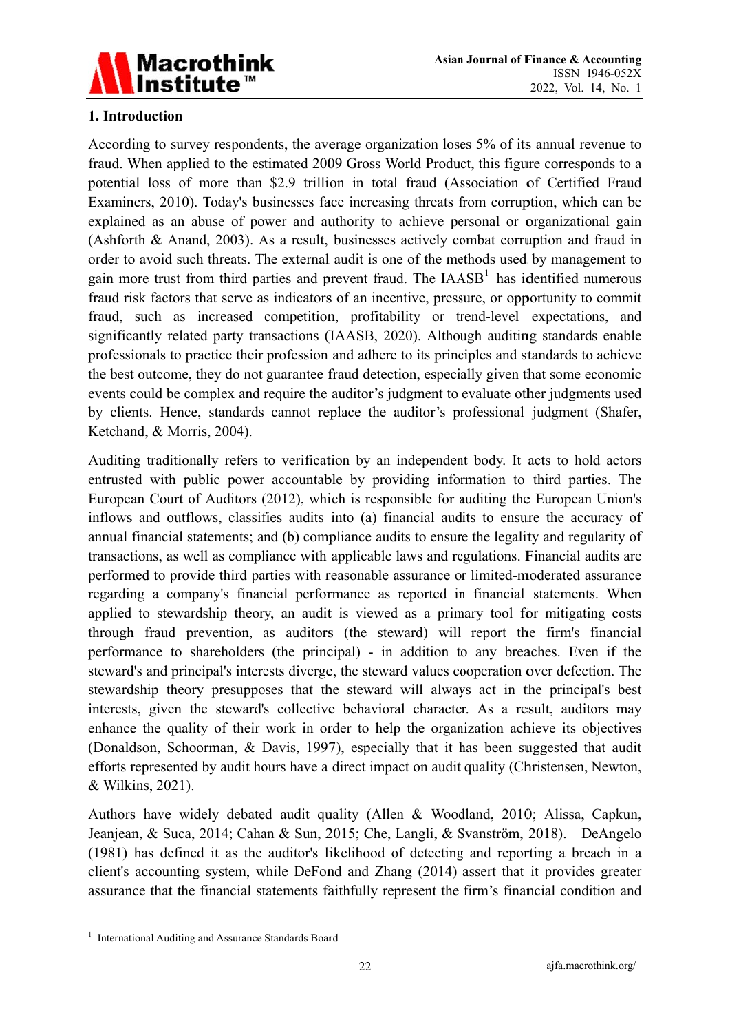## 1. Introduction

According to survey respondents, the average organization loses 5% of its annual revenue to fraud. When applied to the estimated 2009 Gross World Product, this figure corresponds to a potential loss of more than $2.9 trillion in total fraud (Association of Certified Fraud Examiners, 2010). Today's businesses face increasing threats from corruption, which can be explained as an abuse of power and authority to achieve personal or organizational gain (Ashforth & Anand, 2003). As a result, businesses actively combat corruption and fraud in order to avoid such threats. The external audit is one of the methods used by management to gain more trust from third parties and prevent fraud. The IAASB[1] has identified numerous fraud risk factors that serve as indicators of an incentive, pressure, or opportunity to commit fraud, such as increased competition, profitability or trend-level expectations, and significantly related party transactions (IAASB, 2020). Although auditing standards enable professionals to practice their profession and adhere to its principles and standards to achieve the best outcome, they do not guarantee fraud detection, especially given that some economic events could be complex and require the auditor's judgment to evaluate other judgments used by clients. Hence, standards cannot replace the auditor's professional judgment (Shafer, Ketchand, & Morris, 2004).

Auditing traditionally refers to verification by an independent body. It acts to hold actors entrusted with public power accountable by providing information to third parties. The European Court of Auditors (2012), which is responsible for auditing the European Union's inflows and outflows, classifies audits into (a) financial audits to ensure the accuracy of annual financial statements; and (b) compliance audits to ensure the legality and regularity of transactions, as well as compliance with applicable laws and regulations. Financial audits are performed to provide third parties with reasonable assurance or limited-moderated assurance regarding a company's financial performance as reported in financial statements. When applied to stewardship theory, an audit is viewed as a primary tool for mitigating costs through fraud prevention, as auditors (the steward) will report the firm's financial performance to shareholders (the principal) - in addition to any breaches. Even if the steward's and principal's interests diverge, the steward values cooperation over defection. The stewardship theory presupposes that the steward will always act in the principal's best interests, given the steward's collective behavioral character. As a result, auditors may enhance the quality of their work in order to help the organization achieve its objectives (Donaldson, Schoorman, & Davis, 1997), especially that it has been suggested that audit efforts represented by audit hours have a direct impact on audit quality (Christensen, Newton, & Wilkins, 2021).

Authors have widely debated audit quality (Allen & Woodland, 2010; Alissa, Capkun, Jeanjean, & Suca, 2014; Cahan & Sun, 2015; Che, Langli, & Svanström, 2018). DeAngelo (1981) has defined it as the auditor's likelihood of detecting and reporting a breach in a client's accounting system, while DeFond and Zhang (2014) assert that it provides greater assurance that the financial statements faithfully represent the firm's financial condition and

---

[1] International Auditing and Assurance Standards Board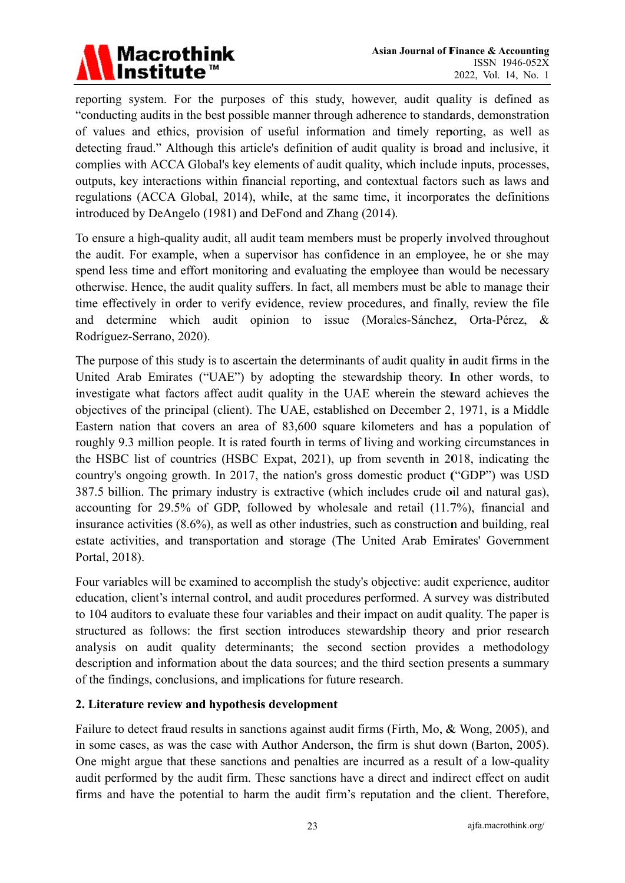reporting system. For the purposes of this study, however, audit quality is defined as "conducting audits in the best possible manner through adherence to standards, demonstration of values and ethics, provision of useful information and timely reporting, as well as detecting fraud." Although this article's definition of audit quality is broad and inclusive, it complies with ACCA Global's key elements of audit quality, which include inputs, processes, outputs, key interactions within financial reporting, and contextual factors such as laws and regulations (ACCA Global, 2014), while, at the same time, it incorporates the definitions introduced by DeAngelo (1981) and DeFond and Zhang (2014).

To ensure a high-quality audit, all audit team members must be properly involved throughout the audit. For example, when a supervisor has confidence in an employee, he or she may spend less time and effort monitoring and evaluating the employee than would be necessary otherwise. Hence, the audit quality suffers. In fact, all members must be able to manage their time effectively in order to verify evidence, review procedures, and finally, review the file and determine which audit opinion to issue (Morales-Sánchez, Orta-Pérez, & Rodríguez-Serrano, 2020).

The purpose of this study is to ascertain the determinants of audit quality in audit firms in the United Arab Emirates ("UAE") by adopting the stewardship theory. In other words, to investigate what factors affect audit quality in the UAE wherein the steward achieves the objectives of the principal (client). The UAE, established on December 2, 1971, is a Middle Eastern nation that covers an area of 83,600 square kilometers and has a population of roughly 9.3 million people. It is rated fourth in terms of living and working circumstances in the HSBC list of countries (HSBC Expat, 2021), up from seventh in 2018, indicating the country's ongoing growth. In 2017, the nation's gross domestic product ("GDP") was USD 387.5 billion. The primary industry is extractive (which includes crude oil and natural gas), accounting for 29.5% of GDP, followed by wholesale and retail (11.7%), financial and insurance activities (8.6%), as well as other industries, such as construction and building, real estate activities, and transportation and storage (The United Arab Emirates' Government Portal, 2018).

Four variables will be examined to accomplish the study's objective: audit experience, auditor education, client's internal control, and audit procedures performed. A survey was distributed to 104 auditors to evaluate these four variables and their impact on audit quality. The paper is structured as follows: the first section introduces stewardship theory and prior research analysis on audit quality determinants; the second section provides a methodology description and information about the data sources; and the third section presents a summary of the findings, conclusions, and implications for future research.

## 2. Literature review and hypothesis development

Failure to detect fraud results in sanctions against audit firms (Firth, Mo, & Wong, 2005), and in some cases, as was the case with Author Anderson, the firm is shut down (Barton, 2005). One might argue that these sanctions and penalties are incurred as a result of a low-quality audit performed by the audit firm. These sanctions have a direct and indirect effect on audit firms and have the potential to harm the audit firm's reputation and the client. Therefore,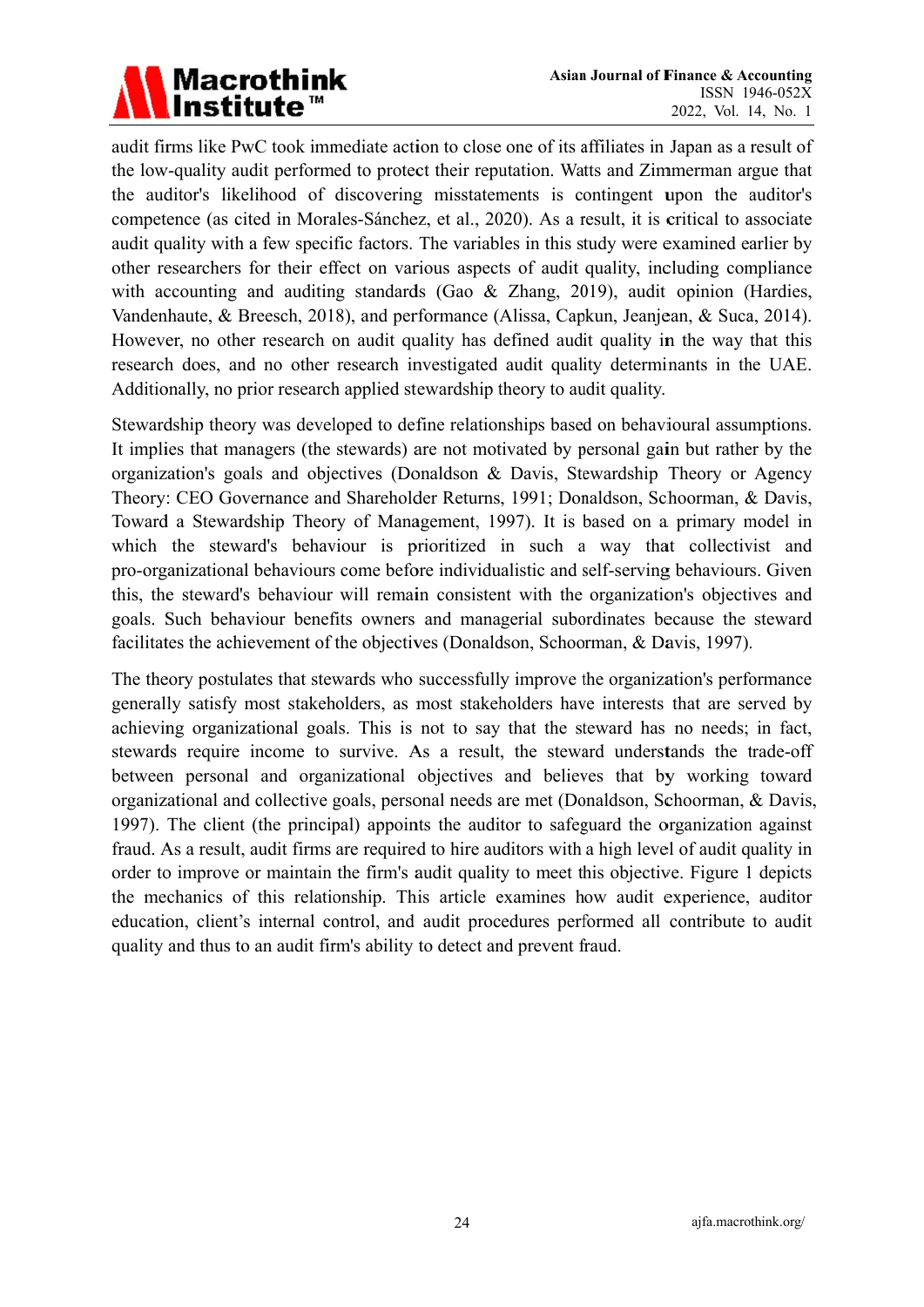audit firms like PwC took immediate action to close one of its affiliates in Japan as a result of the low-quality audit performed to protect their reputation. Watts and Zimmerman argue that the auditor's likelihood of discovering misstatements is contingent upon the auditor's competence (as cited in Morales-Sánchez, et al., 2020). As a result, it is critical to associate audit quality with a few specific factors. The variables in this study were examined earlier by other researchers for their effect on various aspects of audit quality, including compliance with accounting and auditing standards (Gao & Zhang, 2019), audit opinion (Hardies, Vandenhaute, & Breesch, 2018), and performance (Alissa, Capkun, Jeanjean, & Suca, 2014). However, no other research on audit quality has defined audit quality in the way that this research does, and no other research investigated audit quality determinants in the UAE. Additionally, no prior research applied stewardship theory to audit quality.

Stewardship theory was developed to define relationships based on behavioural assumptions. It implies that managers (the stewards) are not motivated by personal gain but rather by the organization's goals and objectives (Donaldson & Davis, Stewardship Theory or Agency Theory: CEO Governance and Shareholder Returns, 1991; Donaldson, Schoorman, & Davis, Toward a Stewardship Theory of Management, 1997). It is based on a primary model in which the steward's behaviour is prioritized in such a way that collectivist and pro-organizational behaviours come before individualistic and self-serving behaviours. Given this, the steward's behaviour will remain consistent with the organization's objectives and goals. Such behaviour benefits owners and managerial subordinates because the steward facilitates the achievement of the objectives (Donaldson, Schoorman, & Davis, 1997).

The theory postulates that stewards who successfully improve the organization's performance generally satisfy most stakeholders, as most stakeholders have interests that are served by achieving organizational goals. This is not to say that the steward has no needs; in fact, stewards require income to survive. As a result, the steward understands the trade-off between personal and organizational objectives and believes that by working toward organizational and collective goals, personal needs are met (Donaldson, Schoorman, & Davis, 1997). The client (the principal) appoints the auditor to safeguard the organization against fraud. As a result, audit firms are required to hire auditors with a high level of audit quality in order to improve or maintain the firm's audit quality to meet this objective. Figure 1 depicts the mechanics of this relationship. This article examines how audit experience, auditor education, client's internal control, and audit procedures performed all contribute to audit quality and thus to an audit firm's ability to detect and prevent fraud.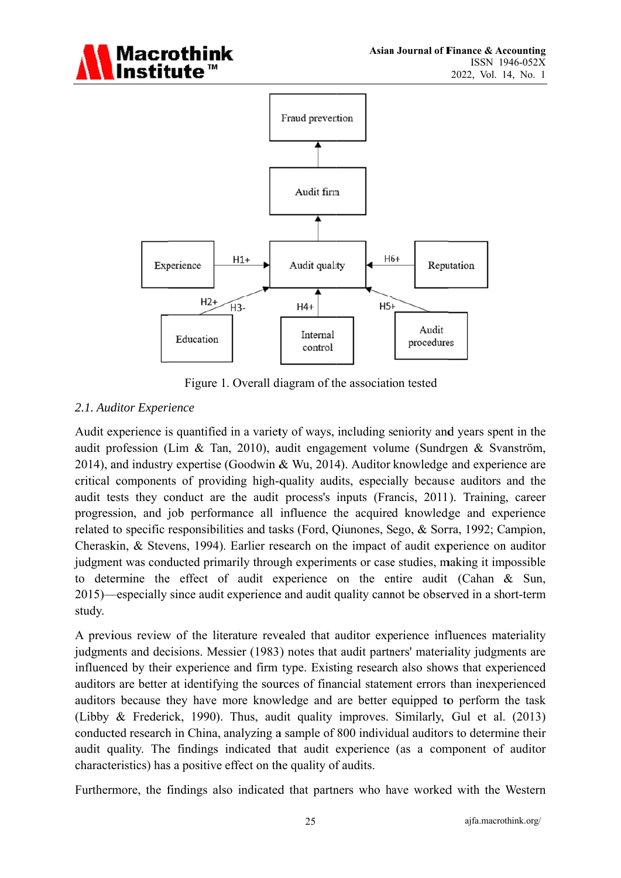Figure 1. Overall diagram of the association tested

### 2.1. Auditor Experience

Audit experience is quantified in a variety of ways, including seniority and years spent in the audit profession (Lim & Tan, 2010), audit engagement volume (Sundrgen & Svanström, 2014), and industry expertise (Goodwin & Wu, 2014). Auditor knowledge and experience are critical components of providing high-quality audits, especially because auditors and the audit tests they conduct are the audit process's inputs (Francis, 2011). Training, career progression, and job performance all influence the acquired knowledge and experience related to specific responsibilities and tasks (Ford, Qiunones, Sego, & Sorra, 1992; Campion, Cheraskin, & Stevens, 1994). Earlier research on the impact of audit experience on auditor judgment was conducted primarily through experiments or case studies, making it impossible to determine the effect of audit experience on the entire audit (Cahan & Sun, 2015)—especially since audit experience and audit quality cannot be observed in a short-term study.

A previous review of the literature revealed that auditor experience influences materiality judgments and decisions. Messier (1983) notes that audit partners' materiality judgments are influenced by their experience and firm type. Existing research also shows that experienced auditors are better at identifying the sources of financial statement errors than inexperienced auditors because they have more knowledge and are better equipped to perform the task (Libby & Frederick, 1990). Thus, audit quality improves. Similarly, Gul et al. (2013) conducted research in China, analyzing a sample of 800 individual auditors to determine their audit quality. The findings indicated that audit experience (as a component of auditor characteristics) has a positive effect on the quality of audits.

Furthermore, the findings also indicated that partners who have worked with the Western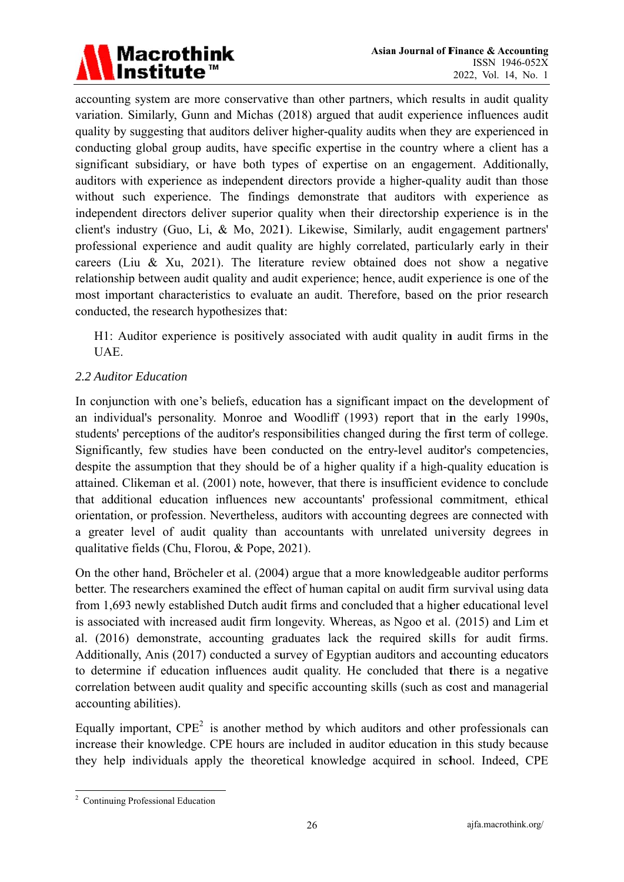accounting system are more conservative than other partners, which results in audit quality variation. Similarly, Gunn and Michas (2018) argued that audit experience influences audit quality by suggesting that auditors deliver higher-quality audits when they are experienced in conducting global group audits, have specific expertise in the country where a client has a significant subsidiary, or have both types of expertise on an engagement. Additionally, auditors with experience as independent directors provide a higher-quality audit than those without such experience. The findings demonstrate that auditors with experience as independent directors deliver superior quality when their directorship experience is in the client's industry (Guo, Li, & Mo, 2021). Likewise, Similarly, audit engagement partners' professional experience and audit quality are highly correlated, particularly early in their careers (Liu & Xu, 2021). The literature review obtained does not show a negative relationship between audit quality and audit experience; hence, audit experience is one of the most important characteristics to evaluate an audit. Therefore, based on the prior research conducted, the research hypothesizes that:

> H1: Auditor experience is positively associated with audit quality in audit firms in the UAE.

### *2.2 Auditor Education*

In conjunction with one's beliefs, education has a significant impact on the development of an individual's personality. Monroe and Woodliff (1993) report that in the early 1990s, students' perceptions of the auditor's responsibilities changed during the first term of college. Significantly, few studies have been conducted on the entry-level auditor's competencies, despite the assumption that they should be of a higher quality if a high-quality education is attained. Clikeman et al. (2001) note, however, that there is insufficient evidence to conclude that additional education influences new accountants' professional commitment, ethical orientation, or profession. Nevertheless, auditors with accounting degrees are connected with a greater level of audit quality than accountants with unrelated university degrees in qualitative fields (Chu, Florou, & Pope, 2021).

On the other hand, Bröcheler et al. (2004) argue that a more knowledgeable auditor performs better. The researchers examined the effect of human capital on audit firm survival using data from 1,693 newly established Dutch audit firms and concluded that a higher educational level is associated with increased audit firm longevity. Whereas, as Ngoo et al. (2015) and Lim et al. (2016) demonstrate, accounting graduates lack the required skills for audit firms. Additionally, Anis (2017) conducted a survey of Egyptian auditors and accounting educators to determine if education influences audit quality. He concluded that there is a negative correlation between audit quality and specific accounting skills (such as cost and managerial accounting abilities).

Equally important, CPE[2] is another method by which auditors and other professionals can increase their knowledge. CPE hours are included in auditor education in this study because they help individuals apply the theoretical knowledge acquired in school. Indeed, CPE

---

[2] Continuing Professional Education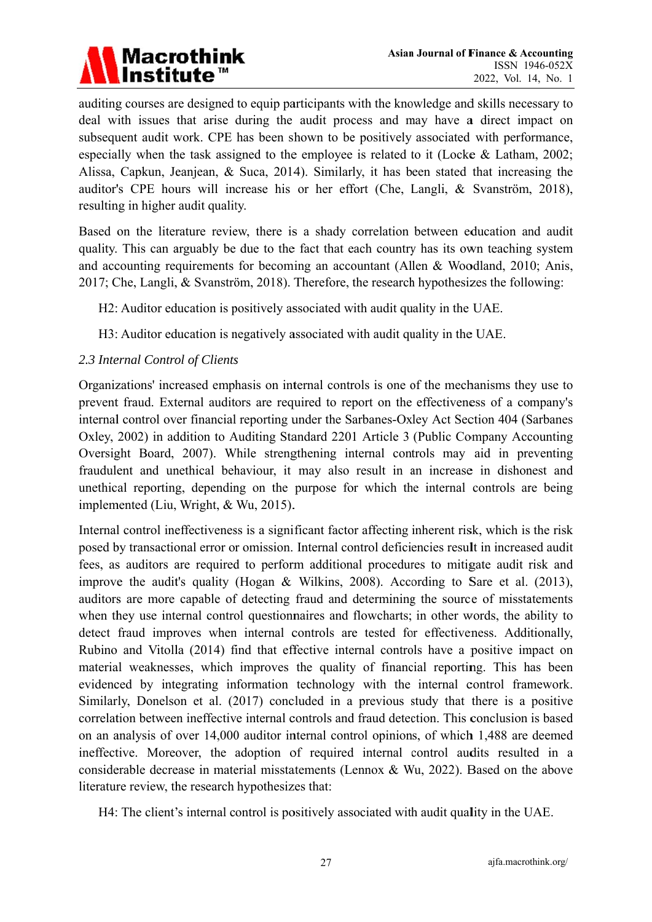auditing courses are designed to equip participants with the knowledge and skills necessary to deal with issues that arise during the audit process and may have a direct impact on subsequent audit work. CPE has been shown to be positively associated with performance, especially when the task assigned to the employee is related to it (Locke & Latham, 2002; Alissa, Capkun, Jeanjean, & Suca, 2014). Similarly, it has been stated that increasing the auditor's CPE hours will increase his or her effort (Che, Langli, & Svanström, 2018), resulting in higher audit quality.

Based on the literature review, there is a shady correlation between education and audit quality. This can arguably be due to the fact that each country has its own teaching system and accounting requirements for becoming an accountant (Allen & Woodland, 2010; Anis, 2017; Che, Langli, & Svanström, 2018). Therefore, the research hypothesizes the following:

H2: Auditor education is positively associated with audit quality in the UAE.

H3: Auditor education is negatively associated with audit quality in the UAE.

### *2.3 Internal Control of Clients*

Organizations' increased emphasis on internal controls is one of the mechanisms they use to prevent fraud. External auditors are required to report on the effectiveness of a company's internal control over financial reporting under the Sarbanes-Oxley Act Section 404 (Sarbanes Oxley, 2002) in addition to Auditing Standard 2201 Article 3 (Public Company Accounting Oversight Board, 2007). While strengthening internal controls may aid in preventing fraudulent and unethical behaviour, it may also result in an increase in dishonest and unethical reporting, depending on the purpose for which the internal controls are being implemented (Liu, Wright, & Wu, 2015).

Internal control ineffectiveness is a significant factor affecting inherent risk, which is the risk posed by transactional error or omission. Internal control deficiencies result in increased audit fees, as auditors are required to perform additional procedures to mitigate audit risk and improve the audit's quality (Hogan & Wilkins, 2008). According to Sare et al. (2013), auditors are more capable of detecting fraud and determining the source of misstatements when they use internal control questionnaires and flowcharts; in other words, the ability to detect fraud improves when internal controls are tested for effectiveness. Additionally, Rubino and Vitolla (2014) find that effective internal controls have a positive impact on material weaknesses, which improves the quality of financial reporting. This has been evidenced by integrating information technology with the internal control framework. Similarly, Donelson et al. (2017) concluded in a previous study that there is a positive correlation between ineffective internal controls and fraud detection. This conclusion is based on an analysis of over 14,000 auditor internal control opinions, of which 1,488 are deemed ineffective. Moreover, the adoption of required internal control audits resulted in a considerable decrease in material misstatements (Lennox & Wu, 2022). Based on the above literature review, the research hypothesizes that:

H4: The client's internal control is positively associated with audit quality in the UAE.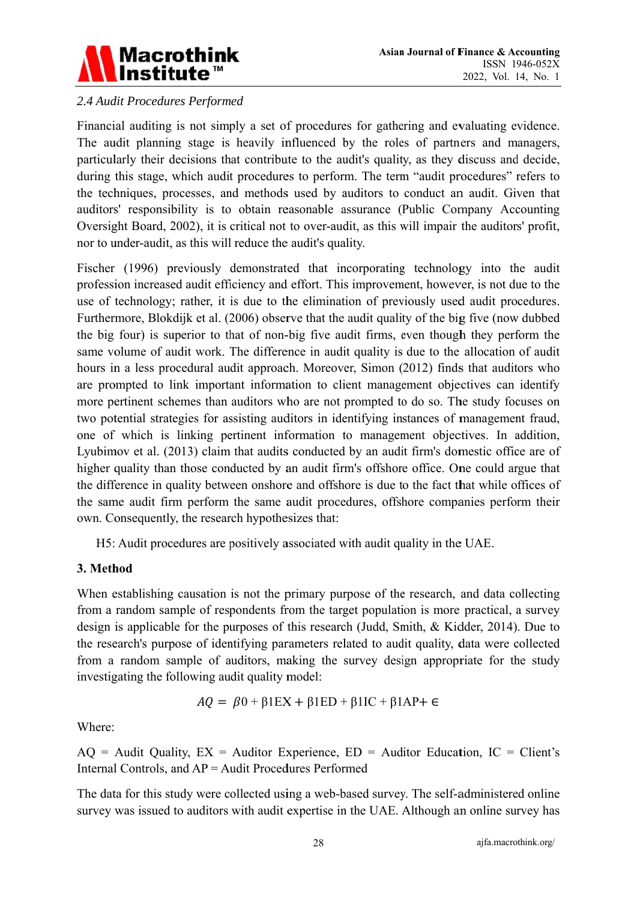### 2.4 Audit Procedures Performed

Financial auditing is not simply a set of procedures for gathering and evaluating evidence. The audit planning stage is heavily influenced by the roles of partners and managers, particularly their decisions that contribute to the audit's quality, as they discuss and decide, during this stage, which audit procedures to perform. The term "audit procedures" refers to the techniques, processes, and methods used by auditors to conduct an audit. Given that auditors' responsibility is to obtain reasonable assurance (Public Company Accounting Oversight Board, 2002), it is critical not to over-audit, as this will impair the auditors' profit, nor to under-audit, as this will reduce the audit's quality.

Fischer (1996) previously demonstrated that incorporating technology into the audit profession increased audit efficiency and effort. This improvement, however, is not due to the use of technology; rather, it is due to the elimination of previously used audit procedures. Furthermore, Blokdijk et al. (2006) observe that the audit quality of the big five (now dubbed the big four) is superior to that of non-big five audit firms, even though they perform the same volume of audit work. The difference in audit quality is due to the allocation of audit hours in a less procedural audit approach. Moreover, Simon (2012) finds that auditors who are prompted to link important information to client management objectives can identify more pertinent schemes than auditors who are not prompted to do so. The study focuses on two potential strategies for assisting auditors in identifying instances of management fraud, one of which is linking pertinent information to management objectives. In addition, Lyubimov et al. (2013) claim that audits conducted by an audit firm's domestic office are of higher quality than those conducted by an audit firm's offshore office. One could argue that the difference in quality between onshore and offshore is due to the fact that while offices of the same audit firm perform the same audit procedures, offshore companies perform their own. Consequently, the research hypothesizes that:

H5: Audit procedures are positively associated with audit quality in the UAE.

## 3. Method

When establishing causation is not the primary purpose of the research, and data collecting from a random sample of respondents from the target population is more practical, a survey design is applicable for the purposes of this research (Judd, Smith, & Kidder, 2014). Due to the research's purpose of identifying parameters related to audit quality, data were collected from a random sample of auditors, making the survey design appropriate for the study investigating the following audit quality model:

$$AQ = \beta 0 + \beta 1EX + \beta 1ED + \beta 1IC + \beta 1AP + \in$$

Where:

AQ = Audit Quality, EX = Auditor Experience, ED = Auditor Education, IC = Client's Internal Controls, and AP = Audit Procedures Performed

The data for this study were collected using a web-based survey. The self-administered online survey was issued to auditors with audit expertise in the UAE. Although an online survey has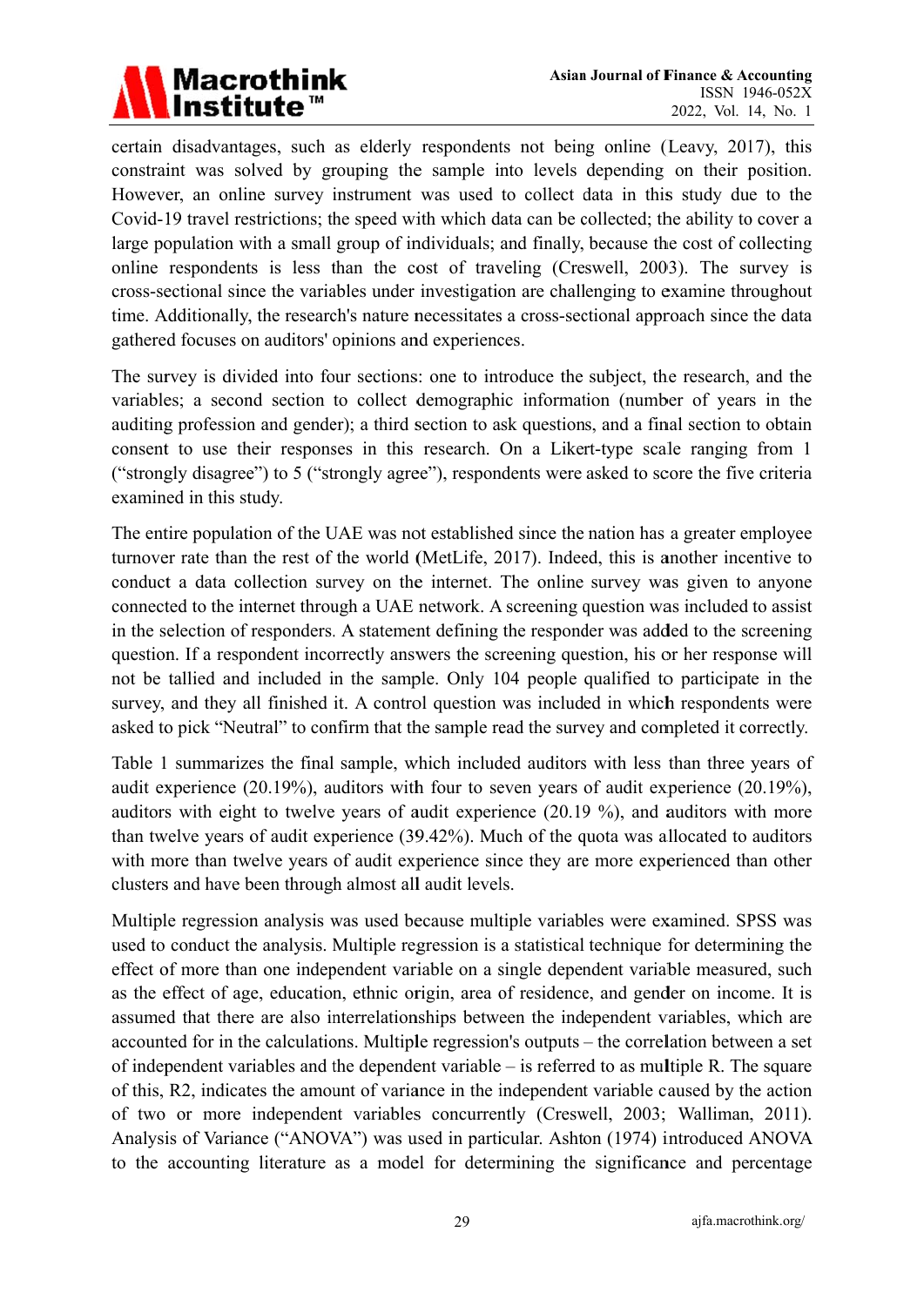certain disadvantages, such as elderly respondents not being online (Leavy, 2017), this constraint was solved by grouping the sample into levels depending on their position. However, an online survey instrument was used to collect data in this study due to the Covid-19 travel restrictions; the speed with which data can be collected; the ability to cover a large population with a small group of individuals; and finally, because the cost of collecting online respondents is less than the cost of traveling (Creswell, 2003). The survey is cross-sectional since the variables under investigation are challenging to examine throughout time. Additionally, the research's nature necessitates a cross-sectional approach since the data gathered focuses on auditors' opinions and experiences.

The survey is divided into four sections: one to introduce the subject, the research, and the variables; a second section to collect demographic information (number of years in the auditing profession and gender); a third section to ask questions, and a final section to obtain consent to use their responses in this research. On a Likert-type scale ranging from 1 ("strongly disagree") to 5 ("strongly agree"), respondents were asked to score the five criteria examined in this study.

The entire population of the UAE was not established since the nation has a greater employee turnover rate than the rest of the world (MetLife, 2017). Indeed, this is another incentive to conduct a data collection survey on the internet. The online survey was given to anyone connected to the internet through a UAE network. A screening question was included to assist in the selection of responders. A statement defining the responder was added to the screening question. If a respondent incorrectly answers the screening question, his or her response will not be tallied and included in the sample. Only 104 people qualified to participate in the survey, and they all finished it. A control question was included in which respondents were asked to pick "Neutral" to confirm that the sample read the survey and completed it correctly.

Table 1 summarizes the final sample, which included auditors with less than three years of audit experience (20.19%), auditors with four to seven years of audit experience (20.19%), auditors with eight to twelve years of audit experience (20.19 %), and auditors with more than twelve years of audit experience (39.42%). Much of the quota was allocated to auditors with more than twelve years of audit experience since they are more experienced than other clusters and have been through almost all audit levels.

Multiple regression analysis was used because multiple variables were examined. SPSS was used to conduct the analysis. Multiple regression is a statistical technique for determining the effect of more than one independent variable on a single dependent variable measured, such as the effect of age, education, ethnic origin, area of residence, and gender on income. It is assumed that there are also interrelationships between the independent variables, which are accounted for in the calculations. Multiple regression's outputs – the correlation between a set of independent variables and the dependent variable – is referred to as multiple R. The square of this, R2, indicates the amount of variance in the independent variable caused by the action of two or more independent variables concurrently (Creswell, 2003; Walliman, 2011). Analysis of Variance ("ANOVA") was used in particular. Ashton (1974) introduced ANOVA to the accounting literature as a model for determining the significance and percentage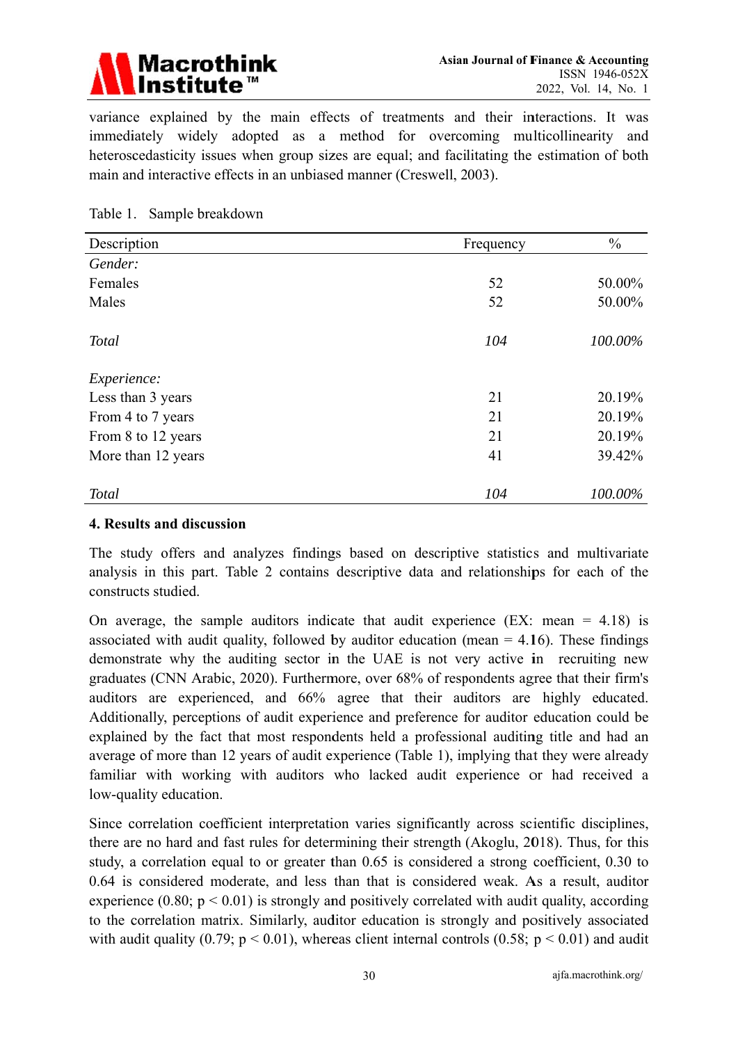variance explained by the main effects of treatments and their interactions. It was immediately widely adopted as a method for overcoming multicollinearity and heteroscedasticity issues when group sizes are equal; and facilitating the estimation of both main and interactive effects in an unbiased manner (Creswell, 2003).

Table 1. Sample breakdown

| Description | Frequency | % |
|---|---|---|
| *Gender:* | | |
| Females | 52 | 50.00% |
| Males | 52 | 50.00% |
| *Total* | *104* | *100.00%* |
| *Experience:* | | |
| Less than 3 years | 21 | 20.19% |
| From 4 to 7 years | 21 | 20.19% |
| From 8 to 12 years | 21 | 20.19% |
| More than 12 years | 41 | 39.42% |
| *Total* | *104* | *100.00%* |

## 4. Results and discussion

The study offers and analyzes findings based on descriptive statistics and multivariate analysis in this part. Table 2 contains descriptive data and relationships for each of the constructs studied.

On average, the sample auditors indicate that audit experience (EX: mean = 4.18) is associated with audit quality, followed by auditor education (mean = 4.16). These findings demonstrate why the auditing sector in the UAE is not very active in recruiting new graduates (CNN Arabic, 2020). Furthermore, over 68% of respondents agree that their firm's auditors are experienced, and 66% agree that their auditors are highly educated. Additionally, perceptions of audit experience and preference for auditor education could be explained by the fact that most respondents held a professional auditing title and had an average of more than 12 years of audit experience (Table 1), implying that they were already familiar with working with auditors who lacked audit experience or had received a low-quality education.

Since correlation coefficient interpretation varies significantly across scientific disciplines, there are no hard and fast rules for determining their strength (Akoglu, 2018). Thus, for this study, a correlation equal to or greater than 0.65 is considered a strong coefficient, 0.30 to 0.64 is considered moderate, and less than that is considered weak. As a result, auditor experience (0.80; $p < 0.01$) is strongly and positively correlated with audit quality, according to the correlation matrix. Similarly, auditor education is strongly and positively associated with audit quality (0.79; $p < 0.01$), whereas client internal controls (0.58; $p < 0.01$) and audit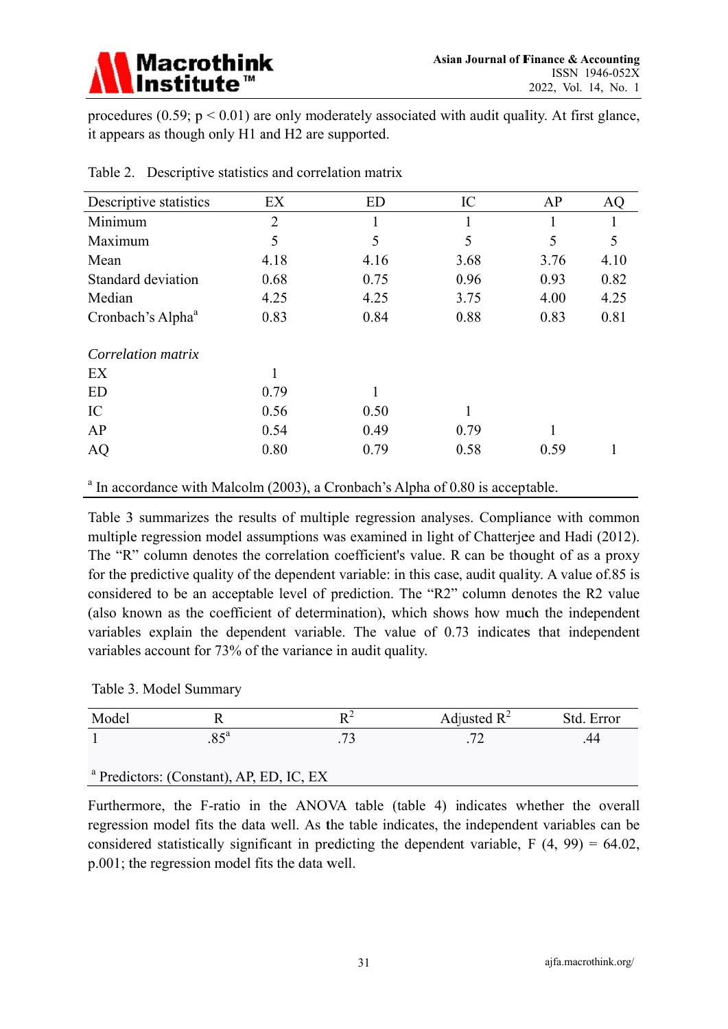procedures (0.59; $p < 0.01$) are only moderately associated with audit quality. At first glance, it appears as though only H1 and H2 are supported.

Table 2. Descriptive statistics and correlation matrix

| Descriptive statistics | EX | ED | IC | AP | AQ |
|---|---|---|---|---|---|
| Minimum | 2 | 1 | 1 | 1 | 1 |
| Maximum | 5 | 5 | 5 | 5 | 5 |
| Mean | 4.18 | 4.16 | 3.68 | 3.76 | 4.10 |
| Standard deviation | 0.68 | 0.75 | 0.96 | 0.93 | 0.82 |
| Median | 4.25 | 4.25 | 3.75 | 4.00 | 4.25 |
| Cronbach's Alpha[a] | 0.83 | 0.84 | 0.88 | 0.83 | 0.81 |
| *Correlation matrix* | | | | | |
| EX | 1 | | | | |
| ED | 0.79 | 1 | | | |
| IC | 0.56 | 0.50 | 1 | | |
| AP | 0.54 | 0.49 | 0.79 | 1 | |
| AQ | 0.80 | 0.79 | 0.58 | 0.59 | 1 |

[a] In accordance with Malcolm (2003), a Cronbach's Alpha of 0.80 is acceptable.

Table 3 summarizes the results of multiple regression analyses. Compliance with common multiple regression model assumptions was examined in light of Chatterjee and Hadi (2012). The "R" column denotes the correlation coefficient's value. R can be thought of as a proxy for the predictive quality of the dependent variable: in this case, audit quality. A value of.85 is considered to be an acceptable level of prediction. The "R2" column denotes the R2 value (also known as the coefficient of determination), which shows how much the independent variables explain the dependent variable. The value of 0.73 indicates that independent variables account for 73% of the variance in audit quality.

Table 3. Model Summary

| Model | R | $R^2$ | Adjusted $R^2$ | Std. Error |
|---|---|---|---|---|
| 1 | .85[a] | .73 | .72 | .44 |

[a] Predictors: (Constant), AP, ED, IC, EX

Furthermore, the F-ratio in the ANOVA table (table 4) indicates whether the overall regression model fits the data well. As the table indicates, the independent variables can be considered statistically significant in predicting the dependent variable, $F(4, 99) = 64.02$, p.001; the regression model fits the data well.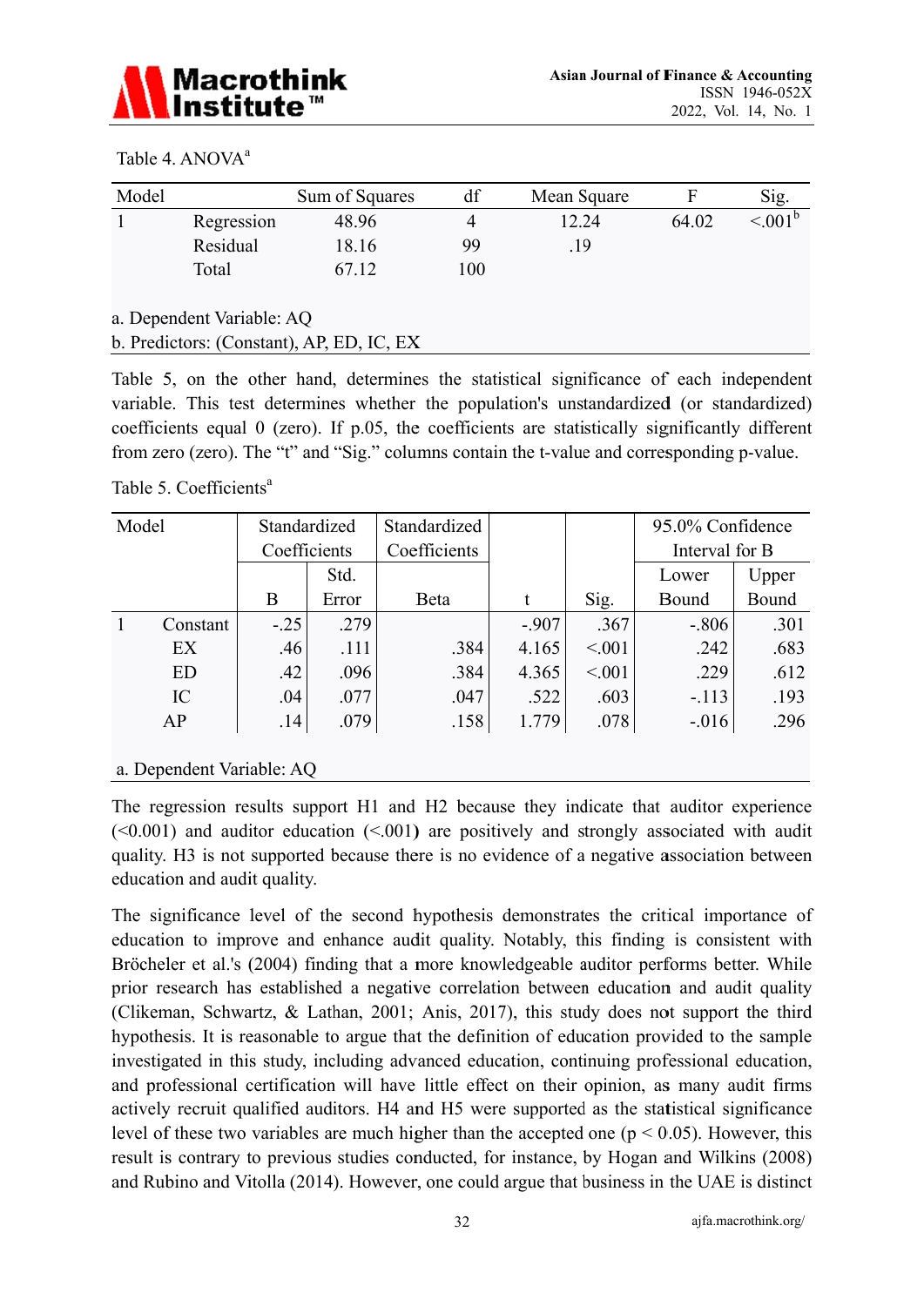Table 4. ANOVA[a]

| Model | | Sum of Squares | df | Mean Square | F | Sig. |
|---|---|---|---|---|---|---|
| 1 | Regression | 48.96 | 4 | 12.24 | 64.02 | <.001[b] |
| | Residual | 18.16 | 99 | .19 | | |
| | Total | 67.12 | 100 | | | |

a. Dependent Variable: AQ

b. Predictors: (Constant), AP, ED, IC, EX

Table 5, on the other hand, determines the statistical significance of each independent variable. This test determines whether the population's unstandardized (or standardized) coefficients equal 0 (zero). If p.05, the coefficients are statistically significantly different from zero (zero). The "t" and "Sig." columns contain the t-value and corresponding p-value.

Table 5. Coefficients[a]

| Model | | Standardized Coefficients | | Standardized Coefficients | | | 95.0% Confidence Interval for B | |
|---|---|---|---|---|---|---|---|---|
| | | B | Std. Error | Beta | t | Sig. | Lower Bound | Upper Bound |
| 1 | Constant | -.25 | .279 | | -.907 | .367 | -.806 | .301 |
| | EX | .46 | .111 | .384 | 4.165 | <.001 | .242 | .683 |
| | ED | .42 | .096 | .384 | 4.365 | <.001 | .229 | .612 |
| | IC | .04 | .077 | .047 | .522 | .603 | -.113 | .193 |
| | AP | .14 | .079 | .158 | 1.779 | .078 | -.016 | .296 |

a. Dependent Variable: AQ

The regression results support H1 and H2 because they indicate that auditor experience (<0.001) and auditor education (<.001) are positively and strongly associated with audit quality. H3 is not supported because there is no evidence of a negative association between education and audit quality.

The significance level of the second hypothesis demonstrates the critical importance of education to improve and enhance audit quality. Notably, this finding is consistent with Bröcheler et al.'s (2004) finding that a more knowledgeable auditor performs better. While prior research has established a negative correlation between education and audit quality (Clikeman, Schwartz, & Lathan, 2001; Anis, 2017), this study does not support the third hypothesis. It is reasonable to argue that the definition of education provided to the sample investigated in this study, including advanced education, continuing professional education, and professional certification will have little effect on their opinion, as many audit firms actively recruit qualified auditors. H4 and H5 were supported as the statistical significance level of these two variables are much higher than the accepted one ($p < 0.05$). However, this result is contrary to previous studies conducted, for instance, by Hogan and Wilkins (2008) and Rubino and Vitolla (2014). However, one could argue that business in the UAE is distinct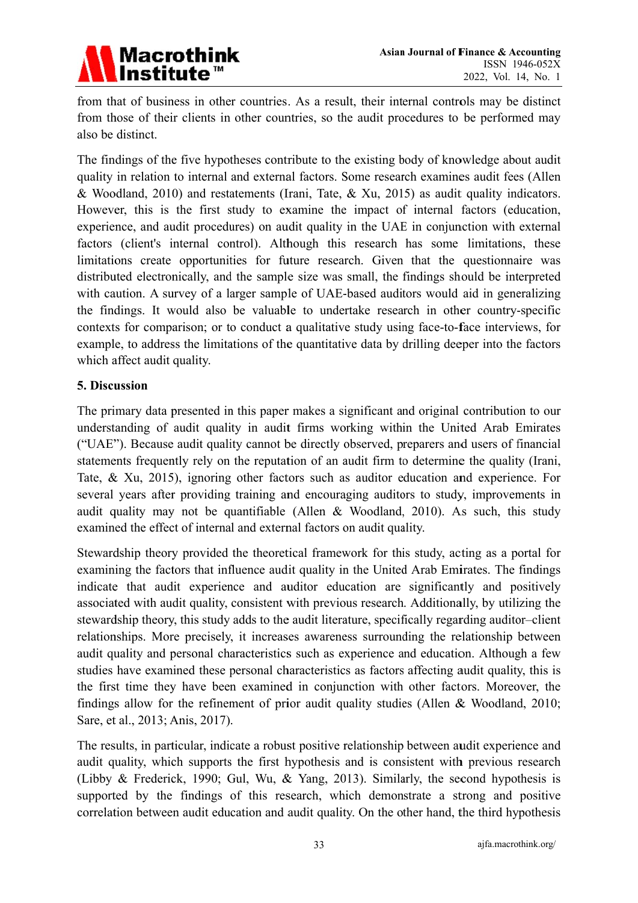from that of business in other countries. As a result, their internal controls may be distinct from those of their clients in other countries, so the audit procedures to be performed may also be distinct.

The findings of the five hypotheses contribute to the existing body of knowledge about audit quality in relation to internal and external factors. Some research examines audit fees (Allen & Woodland, 2010) and restatements (Irani, Tate, & Xu, 2015) as audit quality indicators. However, this is the first study to examine the impact of internal factors (education, experience, and audit procedures) on audit quality in the UAE in conjunction with external factors (client's internal control). Although this research has some limitations, these limitations create opportunities for future research. Given that the questionnaire was distributed electronically, and the sample size was small, the findings should be interpreted with caution. A survey of a larger sample of UAE-based auditors would aid in generalizing the findings. It would also be valuable to undertake research in other country-specific contexts for comparison; or to conduct a qualitative study using face-to-face interviews, for example, to address the limitations of the quantitative data by drilling deeper into the factors which affect audit quality.

## 5. Discussion

The primary data presented in this paper makes a significant and original contribution to our understanding of audit quality in audit firms working within the United Arab Emirates ("UAE"). Because audit quality cannot be directly observed, preparers and users of financial statements frequently rely on the reputation of an audit firm to determine the quality (Irani, Tate, & Xu, 2015), ignoring other factors such as auditor education and experience. For several years after providing training and encouraging auditors to study, improvements in audit quality may not be quantifiable (Allen & Woodland, 2010). As such, this study examined the effect of internal and external factors on audit quality.

Stewardship theory provided the theoretical framework for this study, acting as a portal for examining the factors that influence audit quality in the United Arab Emirates. The findings indicate that audit experience and auditor education are significantly and positively associated with audit quality, consistent with previous research. Additionally, by utilizing the stewardship theory, this study adds to the audit literature, specifically regarding auditor–client relationships. More precisely, it increases awareness surrounding the relationship between audit quality and personal characteristics such as experience and education. Although a few studies have examined these personal characteristics as factors affecting audit quality, this is the first time they have been examined in conjunction with other factors. Moreover, the findings allow for the refinement of prior audit quality studies (Allen & Woodland, 2010; Sare, et al., 2013; Anis, 2017).

The results, in particular, indicate a robust positive relationship between audit experience and audit quality, which supports the first hypothesis and is consistent with previous research (Libby & Frederick, 1990; Gul, Wu, & Yang, 2013). Similarly, the second hypothesis is supported by the findings of this research, which demonstrate a strong and positive correlation between audit education and audit quality. On the other hand, the third hypothesis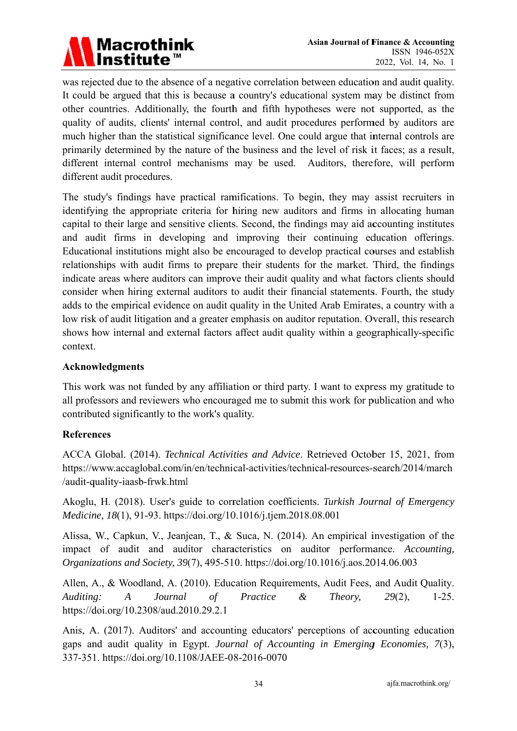was rejected due to the absence of a negative correlation between education and audit quality. It could be argued that this is because a country's educational system may be distinct from other countries. Additionally, the fourth and fifth hypotheses were not supported, as the quality of audits, clients' internal control, and audit procedures performed by auditors are much higher than the statistical significance level. One could argue that internal controls are primarily determined by the nature of the business and the level of risk it faces; as a result, different internal control mechanisms may be used. Auditors, therefore, will perform different audit procedures.

The study's findings have practical ramifications. To begin, they may assist recruiters in identifying the appropriate criteria for hiring new auditors and firms in allocating human capital to their large and sensitive clients. Second, the findings may aid accounting institutes and audit firms in developing and improving their continuing education offerings. Educational institutions might also be encouraged to develop practical courses and establish relationships with audit firms to prepare their students for the market. Third, the findings indicate areas where auditors can improve their audit quality and what factors clients should consider when hiring external auditors to audit their financial statements. Fourth, the study adds to the empirical evidence on audit quality in the United Arab Emirates, a country with a low risk of audit litigation and a greater emphasis on auditor reputation. Overall, this research shows how internal and external factors affect audit quality within a geographically-specific context.

## Acknowledgments

This work was not funded by any affiliation or third party. I want to express my gratitude to all professors and reviewers who encouraged me to submit this work for publication and who contributed significantly to the work's quality.

## References

ACCA Global. (2014). *Technical Activities and Advice*. Retrieved October 15, 2021, from https://www.accaglobal.com/in/en/technical-activities/technical-resources-search/2014/march/audit-quality-iaasb-frwk.html

Akoglu, H. (2018). User's guide to correlation coefficients. *Turkish Journal of Emergency Medicine, 18*(1), 91-93. https://doi.org/10.1016/j.tjem.2018.08.001

Alissa, W., Capkun, V., Jeanjean, T., & Suca, N. (2014). An empirical investigation of the impact of audit and auditor characteristics on auditor performance. *Accounting, Organizations and Society, 39*(7), 495-510. https://doi.org/10.1016/j.aos.2014.06.003

Allen, A., & Woodland, A. (2010). Education Requirements, Audit Fees, and Audit Quality. *Auditing: A Journal of Practice & Theory, 29*(2), 1-25. https://doi.org/10.2308/aud.2010.29.2.1

Anis, A. (2017). Auditors' and accounting educators' perceptions of accounting education gaps and audit quality in Egypt. *Journal of Accounting in Emerging Economies, 7*(3), 337-351. https://doi.org/10.1108/JAEE-08-2016-0070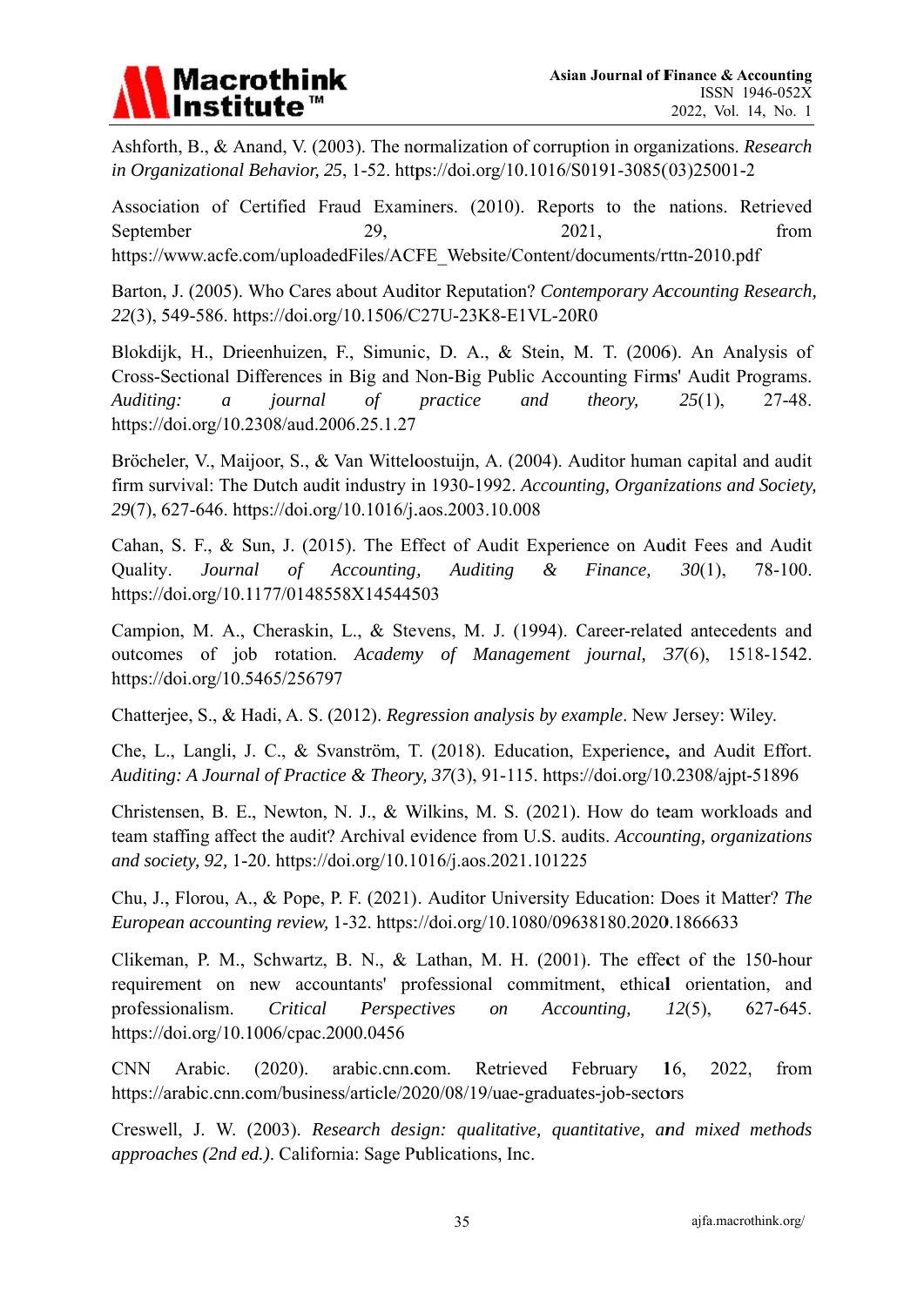Ashforth, B., & Anand, V. (2003). The normalization of corruption in organizations. *Research in Organizational Behavior, 25*, 1-52. https://doi.org/10.1016/S0191-3085(03)25001-2

Association of Certified Fraud Examiners. (2010). Reports to the nations. Retrieved September 29, 2021, from https://www.acfe.com/uploadedFiles/ACFE_Website/Content/documents/rttn-2010.pdf

Barton, J. (2005). Who Cares about Auditor Reputation? *Contemporary Accounting Research, 22*(3), 549-586. https://doi.org/10.1506/C27U-23K8-E1VL-20R0

Blokdijk, H., Drieenhuizen, F., Simunic, D. A., & Stein, M. T. (2006). An Analysis of Cross-Sectional Differences in Big and Non-Big Public Accounting Firms' Audit Programs. *Auditing: a journal of practice and theory, 25*(1), 27-48. https://doi.org/10.2308/aud.2006.25.1.27

Bröcheler, V., Maijoor, S., & Van Witteloostuijn, A. (2004). Auditor human capital and audit firm survival: The Dutch audit industry in 1930-1992. *Accounting, Organizations and Society, 29*(7), 627-646. https://doi.org/10.1016/j.aos.2003.10.008

Cahan, S. F., & Sun, J. (2015). The Effect of Audit Experience on Audit Fees and Audit Quality. *Journal of Accounting, Auditing & Finance, 30*(1), 78-100. https://doi.org/10.1177/0148558X14544503

Campion, M. A., Cheraskin, L., & Stevens, M. J. (1994). Career-related antecedents and outcomes of job rotation. *Academy of Management journal, 37*(6), 1518-1542. https://doi.org/10.5465/256797

Chatterjee, S., & Hadi, A. S. (2012). *Regression analysis by example*. New Jersey: Wiley.

Che, L., Langli, J. C., & Svanström, T. (2018). Education, Experience, and Audit Effort. *Auditing: A Journal of Practice & Theory, 37*(3), 91-115. https://doi.org/10.2308/ajpt-51896

Christensen, B. E., Newton, N. J., & Wilkins, M. S. (2021). How do team workloads and team staffing affect the audit? Archival evidence from U.S. audits. *Accounting, organizations and society, 92,* 1-20. https://doi.org/10.1016/j.aos.2021.101225

Chu, J., Florou, A., & Pope, P. F. (2021). Auditor University Education: Does it Matter? *The European accounting review,* 1-32. https://doi.org/10.1080/09638180.2020.1866633

Clikeman, P. M., Schwartz, B. N., & Lathan, M. H. (2001). The effect of the 150-hour requirement on new accountants' professional commitment, ethical orientation, and professionalism. *Critical Perspectives on Accounting, 12*(5), 627-645. https://doi.org/10.1006/cpac.2000.0456

CNN Arabic. (2020). arabic.cnn.com. Retrieved February 16, 2022, from https://arabic.cnn.com/business/article/2020/08/19/uae-graduates-job-sectors

Creswell, J. W. (2003). *Research design: qualitative, quantitative, and mixed methods approaches (2nd ed.)*. California: Sage Publications, Inc.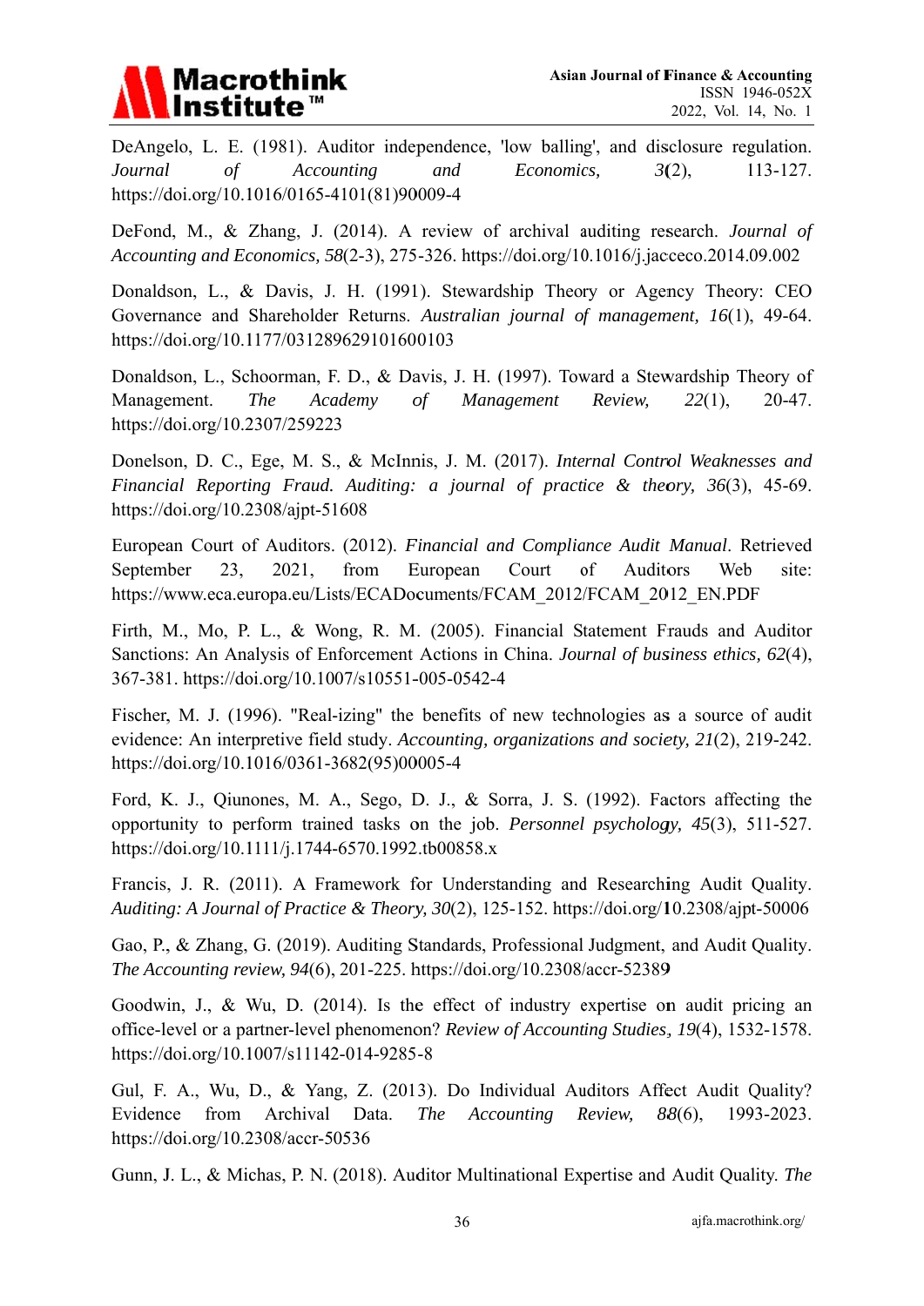DeAngelo, L. E. (1981). Auditor independence, 'low balling', and disclosure regulation. *Journal of Accounting and Economics, 3*(2), 113-127. https://doi.org/10.1016/0165-4101(81)90009-4

DeFond, M., & Zhang, J. (2014). A review of archival auditing research. *Journal of Accounting and Economics, 58*(2-3), 275-326. https://doi.org/10.1016/j.jacceco.2014.09.002

Donaldson, L., & Davis, J. H. (1991). Stewardship Theory or Agency Theory: CEO Governance and Shareholder Returns. *Australian journal of management, 16*(1), 49-64. https://doi.org/10.1177/031289629101600103

Donaldson, L., Schoorman, F. D., & Davis, J. H. (1997). Toward a Stewardship Theory of Management. *The Academy of Management Review, 22*(1), 20-47. https://doi.org/10.2307/259223

Donelson, D. C., Ege, M. S., & McInnis, J. M. (2017). *Internal Control Weaknesses and Financial Reporting Fraud. Auditing: a journal of practice & theory, 36*(3), 45-69. https://doi.org/10.2308/ajpt-51608

European Court of Auditors. (2012). *Financial and Compliance Audit Manual*. Retrieved September 23, 2021, from European Court of Auditors Web site: https://www.eca.europa.eu/Lists/ECADocuments/FCAM_2012/FCAM_2012_EN.PDF

Firth, M., Mo, P. L., & Wong, R. M. (2005). Financial Statement Frauds and Auditor Sanctions: An Analysis of Enforcement Actions in China. *Journal of business ethics, 62*(4), 367-381. https://doi.org/10.1007/s10551-005-0542-4

Fischer, M. J. (1996). "Real-izing" the benefits of new technologies as a source of audit evidence: An interpretive field study. *Accounting, organizations and society, 21*(2), 219-242. https://doi.org/10.1016/0361-3682(95)00005-4

Ford, K. J., Qiunones, M. A., Sego, D. J., & Sorra, J. S. (1992). Factors affecting the opportunity to perform trained tasks on the job. *Personnel psychology, 45*(3), 511-527. https://doi.org/10.1111/j.1744-6570.1992.tb00858.x

Francis, J. R. (2011). A Framework for Understanding and Researching Audit Quality. *Auditing: A Journal of Practice & Theory, 30*(2), 125-152. https://doi.org/10.2308/ajpt-50006

Gao, P., & Zhang, G. (2019). Auditing Standards, Professional Judgment, and Audit Quality. *The Accounting review, 94*(6), 201-225. https://doi.org/10.2308/accr-52389

Goodwin, J., & Wu, D. (2014). Is the effect of industry expertise on audit pricing an office-level or a partner-level phenomenon? *Review of Accounting Studies, 19*(4), 1532-1578. https://doi.org/10.1007/s11142-014-9285-8

Gul, F. A., Wu, D., & Yang, Z. (2013). Do Individual Auditors Affect Audit Quality? Evidence from Archival Data. *The Accounting Review, 88*(6), 1993-2023. https://doi.org/10.2308/accr-50536

Gunn, J. L., & Michas, P. N. (2018). Auditor Multinational Expertise and Audit Quality. *The*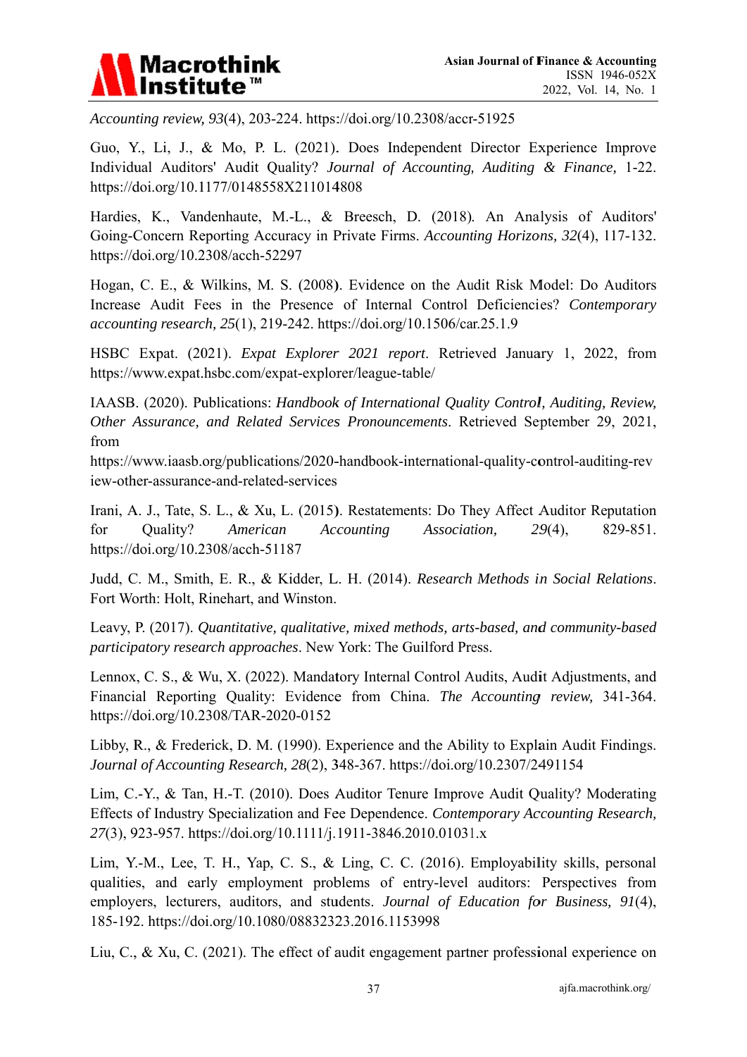*Accounting review, 93*(4), 203-224. https://doi.org/10.2308/accr-51925

Guo, Y., Li, J., & Mo, P. L. (2021). Does Independent Director Experience Improve Individual Auditors' Audit Quality? *Journal of Accounting, Auditing & Finance,* 1-22. https://doi.org/10.1177/0148558X211014808

Hardies, K., Vandenhaute, M.-L., & Breesch, D. (2018). An Analysis of Auditors' Going-Concern Reporting Accuracy in Private Firms. *Accounting Horizons, 32*(4), 117-132. https://doi.org/10.2308/acch-52297

Hogan, C. E., & Wilkins, M. S. (2008). Evidence on the Audit Risk Model: Do Auditors Increase Audit Fees in the Presence of Internal Control Deficiencies? *Contemporary accounting research, 25*(1), 219-242. https://doi.org/10.1506/car.25.1.9

HSBC Expat. (2021). *Expat Explorer 2021 report*. Retrieved January 1, 2022, from https://www.expat.hsbc.com/expat-explorer/league-table/

IAASB. (2020). Publications: *Handbook of International Quality Control, Auditing, Review, Other Assurance, and Related Services Pronouncements*. Retrieved September 29, 2021, from https://www.iaasb.org/publications/2020-handbook-international-quality-control-auditing-review-other-assurance-and-related-services

Irani, A. J., Tate, S. L., & Xu, L. (2015). Restatements: Do They Affect Auditor Reputation for Quality? *American Accounting Association, 29*(4), 829-851. https://doi.org/10.2308/acch-51187

Judd, C. M., Smith, E. R., & Kidder, L. H. (2014). *Research Methods in Social Relations*. Fort Worth: Holt, Rinehart, and Winston.

Leavy, P. (2017). *Quantitative, qualitative, mixed methods, arts-based, and community-based participatory research approaches*. New York: The Guilford Press.

Lennox, C. S., & Wu, X. (2022). Mandatory Internal Control Audits, Audit Adjustments, and Financial Reporting Quality: Evidence from China. *The Accounting review,* 341-364. https://doi.org/10.2308/TAR-2020-0152

Libby, R., & Frederick, D. M. (1990). Experience and the Ability to Explain Audit Findings. *Journal of Accounting Research, 28*(2), 348-367. https://doi.org/10.2307/2491154

Lim, C.-Y., & Tan, H.-T. (2010). Does Auditor Tenure Improve Audit Quality? Moderating Effects of Industry Specialization and Fee Dependence. *Contemporary Accounting Research, 27*(3), 923-957. https://doi.org/10.1111/j.1911-3846.2010.01031.x

Lim, Y.-M., Lee, T. H., Yap, C. S., & Ling, C. C. (2016). Employability skills, personal qualities, and early employment problems of entry-level auditors: Perspectives from employers, lecturers, auditors, and students. *Journal of Education for Business, 91*(4), 185-192. https://doi.org/10.1080/08832323.2016.1153998

Liu, C., & Xu, C. (2021). The effect of audit engagement partner professional experience on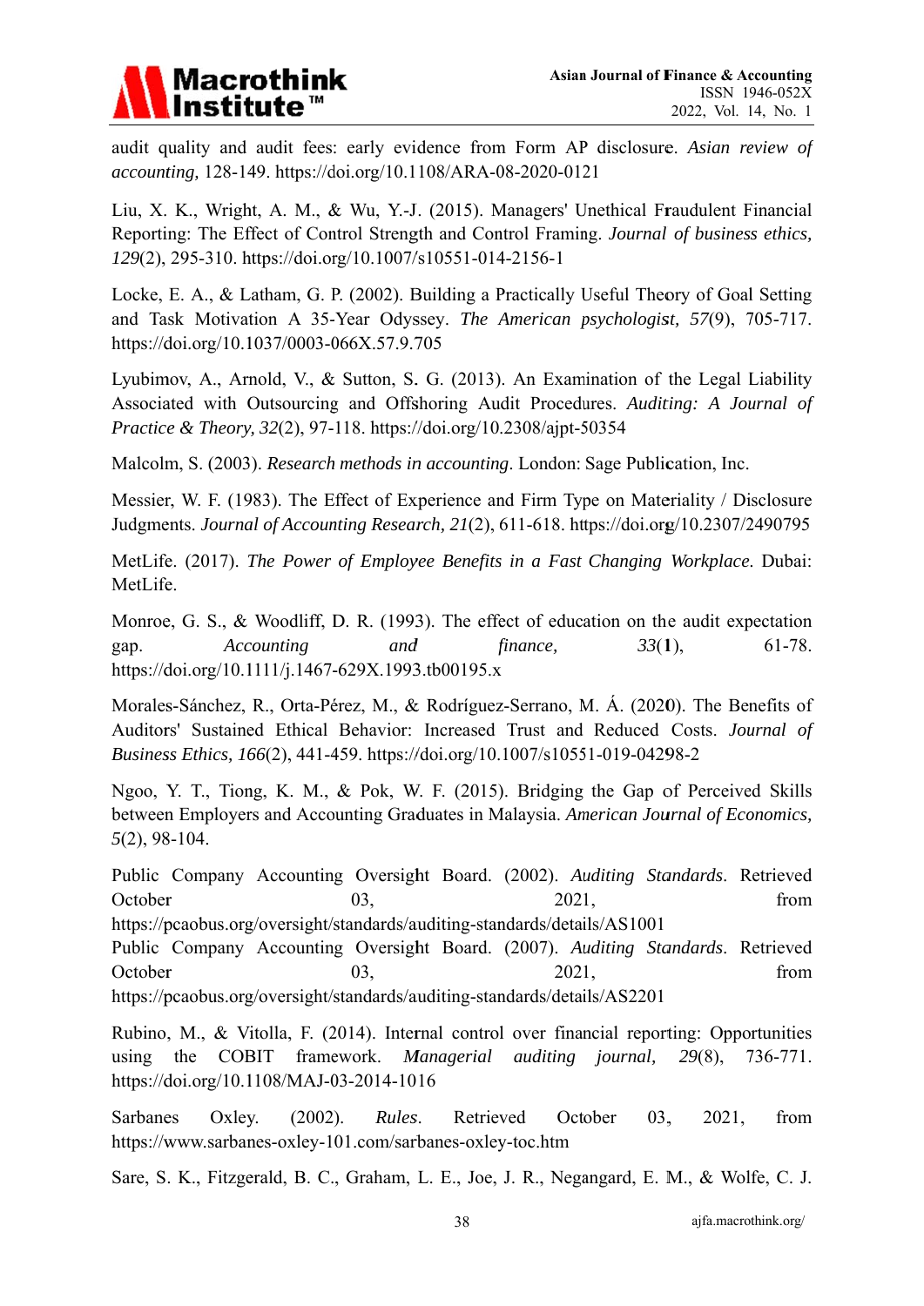audit quality and audit fees: early evidence from Form AP disclosure. *Asian review of accounting,* 128-149. https://doi.org/10.1108/ARA-08-2020-0121

Liu, X. K., Wright, A. M., & Wu, Y.-J. (2015). Managers' Unethical Fraudulent Financial Reporting: The Effect of Control Strength and Control Framing. *Journal of business ethics, 129*(2), 295-310. https://doi.org/10.1007/s10551-014-2156-1

Locke, E. A., & Latham, G. P. (2002). Building a Practically Useful Theory of Goal Setting and Task Motivation A 35-Year Odyssey. *The American psychologist, 57*(9), 705-717. https://doi.org/10.1037/0003-066X.57.9.705

Lyubimov, A., Arnold, V., & Sutton, S. G. (2013). An Examination of the Legal Liability Associated with Outsourcing and Offshoring Audit Procedures. *Auditing: A Journal of Practice & Theory, 32*(2), 97-118. https://doi.org/10.2308/ajpt-50354

Malcolm, S. (2003). *Research methods in accounting*. London: Sage Publication, Inc.

Messier, W. F. (1983). The Effect of Experience and Firm Type on Materiality / Disclosure Judgments. *Journal of Accounting Research, 21*(2), 611-618. https://doi.org/10.2307/2490795

MetLife. (2017). *The Power of Employee Benefits in a Fast Changing Workplace*. Dubai: MetLife.

Monroe, G. S., & Woodliff, D. R. (1993). The effect of education on the audit expectation gap. *Accounting and finance, 33*(**1**), 61-78. https://doi.org/10.1111/j.1467-629X.1993.tb00195.x

Morales-Sánchez, R., Orta-Pérez, M., & Rodríguez-Serrano, M. Á. (2020). The Benefits of Auditors' Sustained Ethical Behavior: Increased Trust and Reduced Costs. *Journal of Business Ethics, 166*(2), 441-459. https://doi.org/10.1007/s10551-019-04298-2

Ngoo, Y. T., Tiong, K. M., & Pok, W. F. (2015). Bridging the Gap of Perceived Skills between Employers and Accounting Graduates in Malaysia. *American Journal of Economics, 5*(2), 98-104.

Public Company Accounting Oversight Board. (2002). *Auditing Standards*. Retrieved October 03, 2021, from https://pcaobus.org/oversight/standards/auditing-standards/details/AS1001

Public Company Accounting Oversight Board. (2007). *Auditing Standards*. Retrieved October 03, 2021, from https://pcaobus.org/oversight/standards/auditing-standards/details/AS2201

Rubino, M., & Vitolla, F. (2014). Internal control over financial reporting: Opportunities using the COBIT framework. *Managerial auditing journal, 29*(8), 736-771. https://doi.org/10.1108/MAJ-03-2014-1016

Sarbanes Oxley. (2002). *Rules*. Retrieved October 03, 2021, from https://www.sarbanes-oxley-101.com/sarbanes-oxley-toc.htm

Sare, S. K., Fitzgerald, B. C., Graham, L. E., Joe, J. R., Negangard, E. M., & Wolfe, C. J.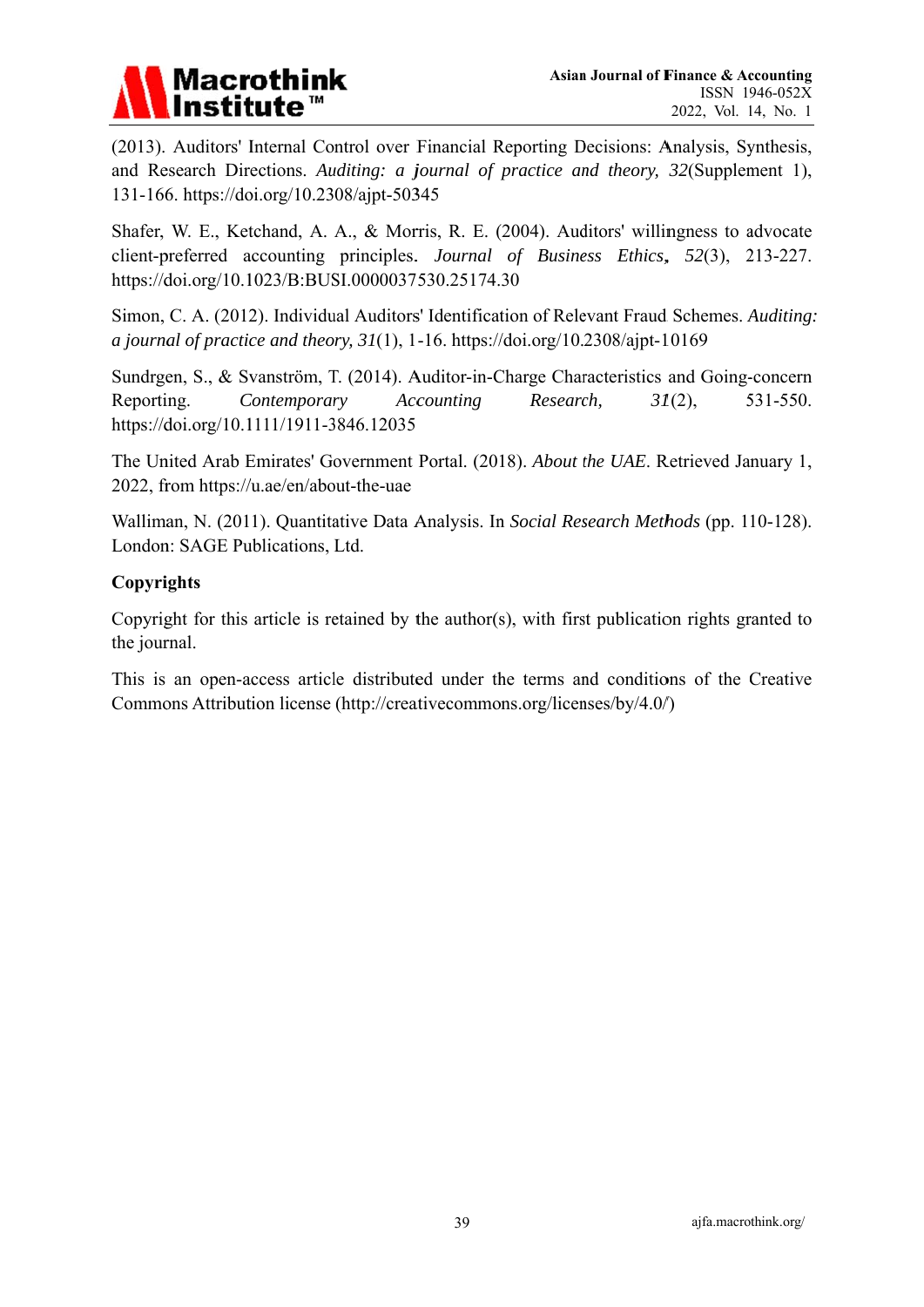(2013). Auditors' Internal Control over Financial Reporting Decisions: Analysis, Synthesis, and Research Directions. *Auditing: a journal of practice and theory, 32*(Supplement 1), 131-166. https://doi.org/10.2308/ajpt-50345

Shafer, W. E., Ketchand, A. A., & Morris, R. E. (2004). Auditors' willingness to advocate client-preferred accounting principles. *Journal of Business Ethics*, *52*(3), 213-227. https://doi.org/10.1023/B:BUSI.0000037530.25174.30

Simon, C. A. (2012). Individual Auditors' Identification of Relevant Fraud Schemes. *Auditing: a journal of practice and theory, 31*(1), 1-16. https://doi.org/10.2308/ajpt-10169

Sundrgen, S., & Svanström, T. (2014). Auditor-in-Charge Characteristics and Going-concern Reporting. *Contemporary Accounting Research, 31*(2), 531-550. https://doi.org/10.1111/1911-3846.12035

The United Arab Emirates' Government Portal. (2018). *About the UAE*. Retrieved January 1, 2022, from https://u.ae/en/about-the-uae

Walliman, N. (2011). Quantitative Data Analysis. In *Social Research Methods* (pp. 110-128). London: SAGE Publications, Ltd.

## Copyrights

Copyright for this article is retained by the author(s), with first publication rights granted to the journal.

This is an open-access article distributed under the terms and conditions of the Creative Commons Attribution license (http://creativecommons.org/licenses/by/4.0/)